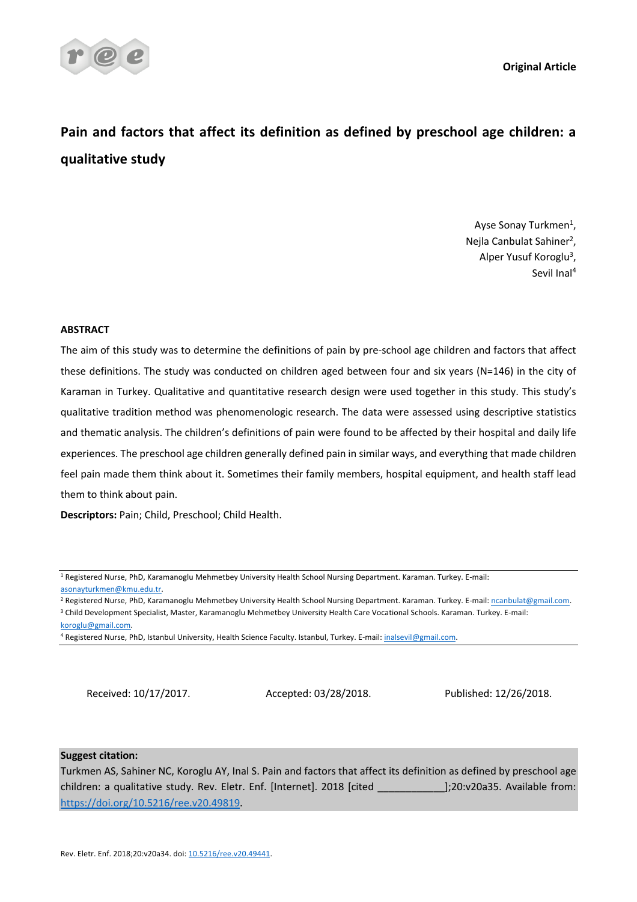Original Article

# Pain and factors that affect its definition as defined by preschool age children: a qualitative study

Ayse Sonay Turkmen[1],
Nejla Canbulat Sahiner[2],
Alper Yusuf Koroglu[3],
Sevil Inal[4]

## ABSTRACT

The aim of this study was to determine the definitions of pain by pre-school age children and factors that affect these definitions. The study was conducted on children aged between four and six years (N=146) in the city of Karaman in Turkey. Qualitative and quantitative research design were used together in this study. This study's qualitative tradition method was phenomenologic research. The data were assessed using descriptive statistics and thematic analysis. The children's definitions of pain were found to be affected by their hospital and daily life experiences. The preschool age children generally defined pain in similar ways, and everything that made children feel pain made them think about it. Sometimes their family members, hospital equipment, and health staff lead them to think about pain.

**Descriptors:** Pain; Child, Preschool; Child Health.

---

[1] Registered Nurse, PhD, Karamanoglu Mehmetbey University Health School Nursing Department. Karaman. Turkey. E-mail: asonayturkmen@kmu.edu.tr.

[2] Registered Nurse, PhD, Karamanoglu Mehmetbey University Health School Nursing Department. Karaman. Turkey. E-mail: ncanbulat@gmail.com.

[3] Child Development Specialist, Master, Karamanoglu Mehmetbey University Health Care Vocational Schools. Karaman. Turkey. E-mail: koroglu@gmail.com.

[4] Registered Nurse, PhD, Istanbul University, Health Science Faculty. Istanbul, Turkey. E-mail: inalsevil@gmail.com.

---

Received: 10/17/2017. Accepted: 03/28/2018. Published: 12/26/2018.

**Suggest citation:**
Turkmen AS, Sahiner NC, Koroglu AY, Inal S. Pain and factors that affect its definition as defined by preschool age children: a qualitative study. Rev. Eletr. Enf. [Internet]. 2018 [cited ___________];20:v20a35. Available from: https://doi.org/10.5216/ree.v20.49819.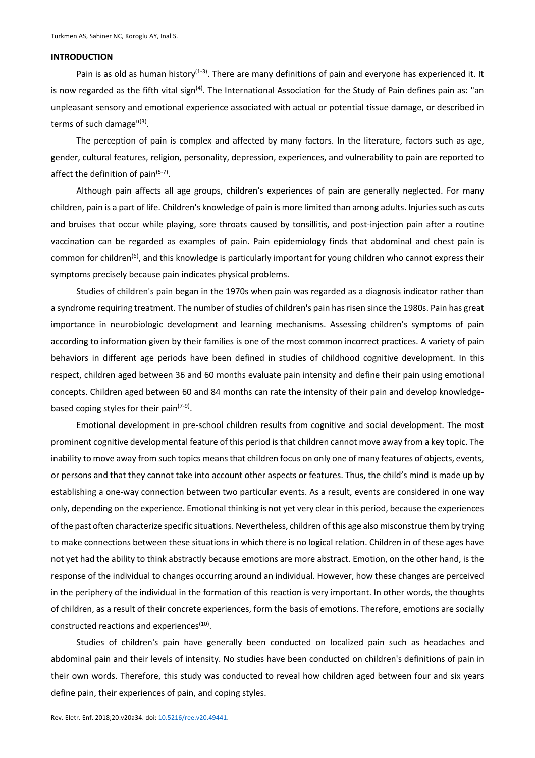## INTRODUCTION

Pain is as old as human history[1-3]. There are many definitions of pain and everyone has experienced it. It is now regarded as the fifth vital sign[4]. The International Association for the Study of Pain defines pain as: "an unpleasant sensory and emotional experience associated with actual or potential tissue damage, or described in terms of such damage"[3].

The perception of pain is complex and affected by many factors. In the literature, factors such as age, gender, cultural features, religion, personality, depression, experiences, and vulnerability to pain are reported to affect the definition of pain[5-7].

Although pain affects all age groups, children's experiences of pain are generally neglected. For many children, pain is a part of life. Children's knowledge of pain is more limited than among adults. Injuries such as cuts and bruises that occur while playing, sore throats caused by tonsillitis, and post-injection pain after a routine vaccination can be regarded as examples of pain. Pain epidemiology finds that abdominal and chest pain is common for children[6], and this knowledge is particularly important for young children who cannot express their symptoms precisely because pain indicates physical problems.

Studies of children's pain began in the 1970s when pain was regarded as a diagnosis indicator rather than a syndrome requiring treatment. The number of studies of children's pain has risen since the 1980s. Pain has great importance in neurobiologic development and learning mechanisms. Assessing children's symptoms of pain according to information given by their families is one of the most common incorrect practices. A variety of pain behaviors in different age periods have been defined in studies of childhood cognitive development. In this respect, children aged between 36 and 60 months evaluate pain intensity and define their pain using emotional concepts. Children aged between 60 and 84 months can rate the intensity of their pain and develop knowledge-based coping styles for their pain[7-9].

Emotional development in pre-school children results from cognitive and social development. The most prominent cognitive developmental feature of this period is that children cannot move away from a key topic. The inability to move away from such topics means that children focus on only one of many features of objects, events, or persons and that they cannot take into account other aspects or features. Thus, the child's mind is made up by establishing a one-way connection between two particular events. As a result, events are considered in one way only, depending on the experience. Emotional thinking is not yet very clear in this period, because the experiences of the past often characterize specific situations. Nevertheless, children of this age also misconstrue them by trying to make connections between these situations in which there is no logical relation. Children in of these ages have not yet had the ability to think abstractly because emotions are more abstract. Emotion, on the other hand, is the response of the individual to changes occurring around an individual. However, how these changes are perceived in the periphery of the individual in the formation of this reaction is very important. In other words, the thoughts of children, as a result of their concrete experiences, form the basis of emotions. Therefore, emotions are socially constructed reactions and experiences[10].

Studies of children's pain have generally been conducted on localized pain such as headaches and abdominal pain and their levels of intensity. No studies have been conducted on children's definitions of pain in their own words. Therefore, this study was conducted to reveal how children aged between four and six years define pain, their experiences of pain, and coping styles.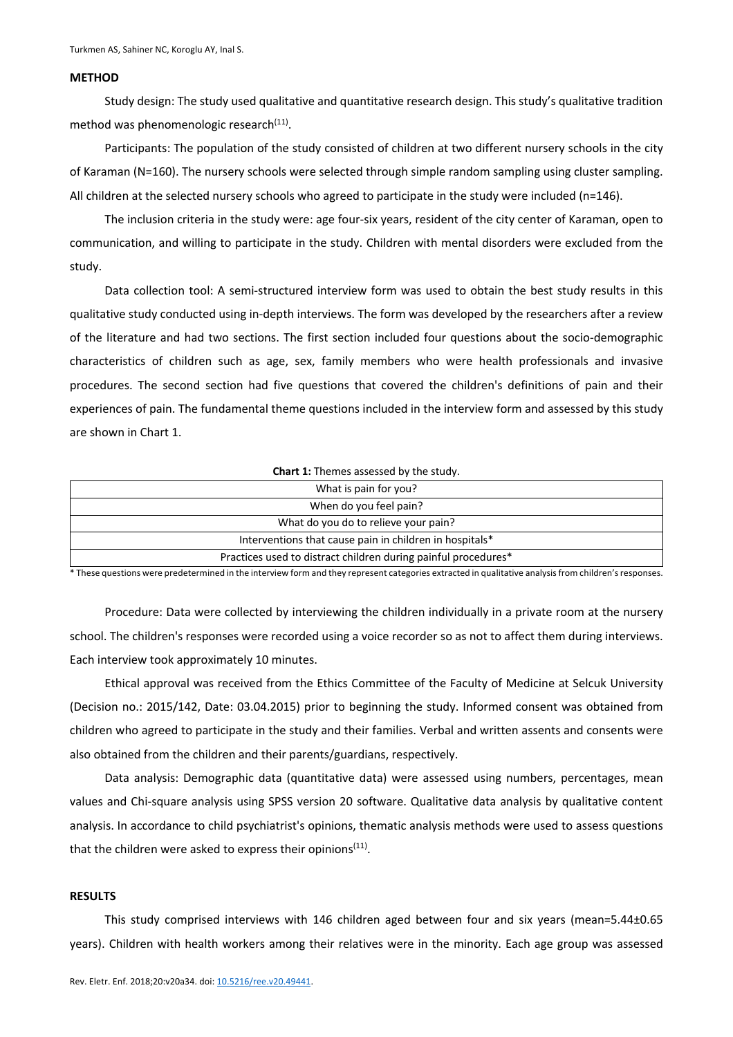## METHOD

Study design: The study used qualitative and quantitative research design. This study's qualitative tradition method was phenomenologic research[11].

Participants: The population of the study consisted of children at two different nursery schools in the city of Karaman (N=160). The nursery schools were selected through simple random sampling using cluster sampling. All children at the selected nursery schools who agreed to participate in the study were included (n=146).

The inclusion criteria in the study were: age four-six years, resident of the city center of Karaman, open to communication, and willing to participate in the study. Children with mental disorders were excluded from the study.

Data collection tool: A semi-structured interview form was used to obtain the best study results in this qualitative study conducted using in-depth interviews. The form was developed by the researchers after a review of the literature and had two sections. The first section included four questions about the socio-demographic characteristics of children such as age, sex, family members who were health professionals and invasive procedures. The second section had five questions that covered the children's definitions of pain and their experiences of pain. The fundamental theme questions included in the interview form and assessed by this study are shown in Chart 1.

**Chart 1:** Themes assessed by the study.

| What is pain for you? |
|---|
| When do you feel pain? |
| What do you do to relieve your pain? |
| Interventions that cause pain in children in hospitals* |
| Practices used to distract children during painful procedures* |

* These questions were predetermined in the interview form and they represent categories extracted in qualitative analysis from children's responses.

Procedure: Data were collected by interviewing the children individually in a private room at the nursery school. The children's responses were recorded using a voice recorder so as not to affect them during interviews. Each interview took approximately 10 minutes.

Ethical approval was received from the Ethics Committee of the Faculty of Medicine at Selcuk University (Decision no.: 2015/142, Date: 03.04.2015) prior to beginning the study. Informed consent was obtained from children who agreed to participate in the study and their families. Verbal and written assents and consents were also obtained from the children and their parents/guardians, respectively.

Data analysis: Demographic data (quantitative data) were assessed using numbers, percentages, mean values and Chi-square analysis using SPSS version 20 software. Qualitative data analysis by qualitative content analysis. In accordance to child psychiatrist's opinions, thematic analysis methods were used to assess questions that the children were asked to express their opinions[11].

## RESULTS

This study comprised interviews with 146 children aged between four and six years (mean=5.44±0.65 years). Children with health workers among their relatives were in the minority. Each age group was assessed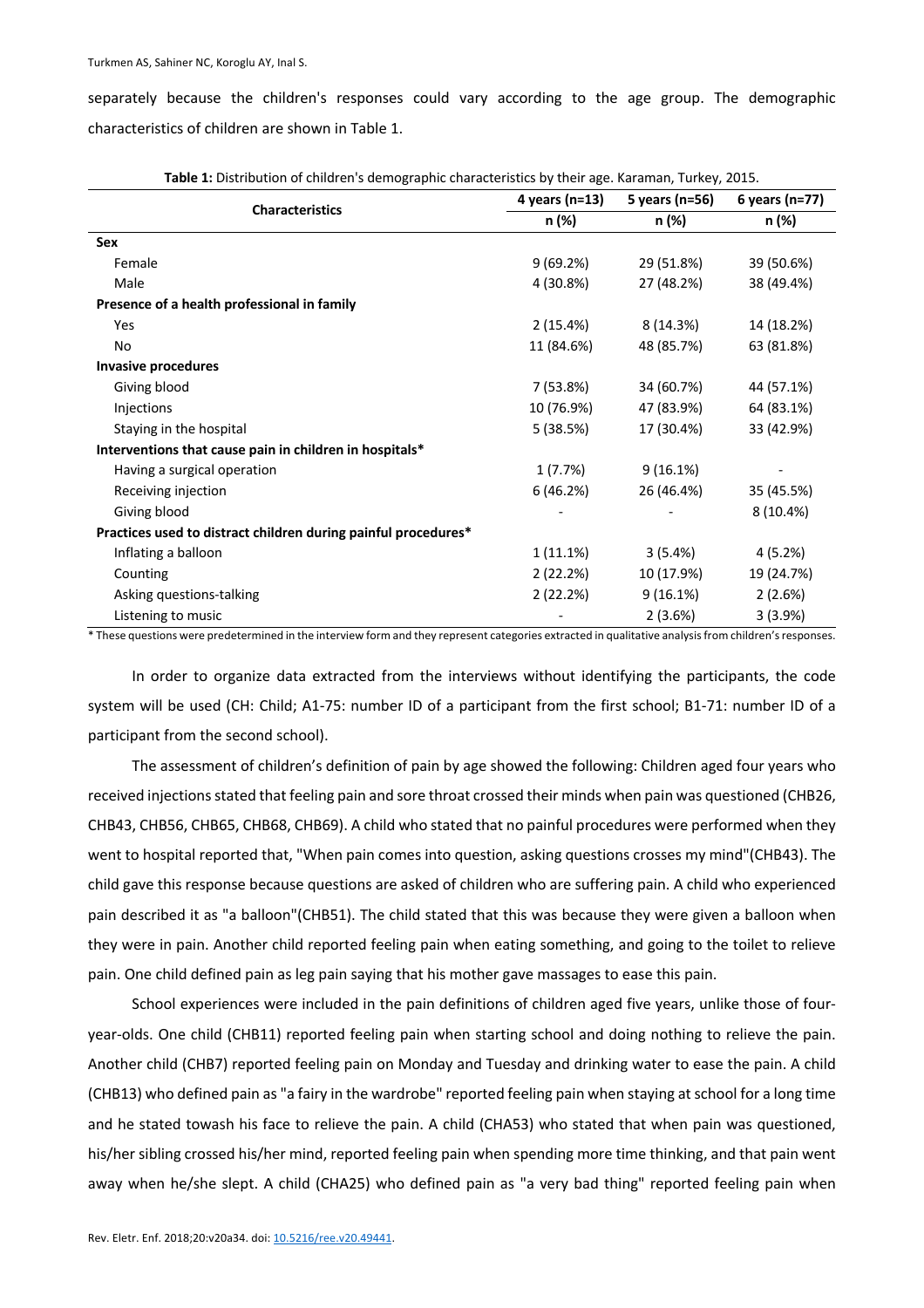separately because the children's responses could vary according to the age group. The demographic characteristics of children are shown in Table 1.

**Table 1:** Distribution of children's demographic characteristics by their age. Karaman, Turkey, 2015.

| Characteristics | 4 years (n=13) | 5 years (n=56) | 6 years (n=77) |
|---|---|---|---|
| | n (%) | n (%) | n (%) |
| **Sex** | | | |
| Female | 9 (69.2%) | 29 (51.8%) | 39 (50.6%) |
| Male | 4 (30.8%) | 27 (48.2%) | 38 (49.4%) |
| **Presence of a health professional in family** | | | |
| Yes | 2 (15.4%) | 8 (14.3%) | 14 (18.2%) |
| No | 11 (84.6%) | 48 (85.7%) | 63 (81.8%) |
| **Invasive procedures** | | | |
| Giving blood | 7 (53.8%) | 34 (60.7%) | 44 (57.1%) |
| Injections | 10 (76.9%) | 47 (83.9%) | 64 (83.1%) |
| Staying in the hospital | 5 (38.5%) | 17 (30.4%) | 33 (42.9%) |
| **Interventions that cause pain in children in hospitals*** | | | |
| Having a surgical operation | 1 (7.7%) | 9 (16.1%) | - |
| Receiving injection | 6 (46.2%) | 26 (46.4%) | 35 (45.5%) |
| Giving blood | - | - | 8 (10.4%) |
| **Practices used to distract children during painful procedures*** | | | |
| Inflating a balloon | 1 (11.1%) | 3 (5.4%) | 4 (5.2%) |
| Counting | 2 (22.2%) | 10 (17.9%) | 19 (24.7%) |
| Asking questions-talking | 2 (22.2%) | 9 (16.1%) | 2 (2.6%) |
| Listening to music | - | 2 (3.6%) | 3 (3.9%) |

\* These questions were predetermined in the interview form and they represent categories extracted in qualitative analysis from children's responses.

In order to organize data extracted from the interviews without identifying the participants, the code system will be used (CH: Child; A1-75: number ID of a participant from the first school; B1-71: number ID of a participant from the second school).

The assessment of children's definition of pain by age showed the following: Children aged four years who received injections stated that feeling pain and sore throat crossed their minds when pain was questioned (CHB26, CHB43, CHB56, CHB65, CHB68, CHB69). A child who stated that no painful procedures were performed when they went to hospital reported that, "When pain comes into question, asking questions crosses my mind"(CHB43). The child gave this response because questions are asked of children who are suffering pain. A child who experienced pain described it as "a balloon"(CHB51). The child stated that this was because they were given a balloon when they were in pain. Another child reported feeling pain when eating something, and going to the toilet to relieve pain. One child defined pain as leg pain saying that his mother gave massages to ease this pain.

School experiences were included in the pain definitions of children aged five years, unlike those of four-year-olds. One child (CHB11) reported feeling pain when starting school and doing nothing to relieve the pain. Another child (CHB7) reported feeling pain on Monday and Tuesday and drinking water to ease the pain. A child (CHB13) who defined pain as "a fairy in the wardrobe" reported feeling pain when staying at school for a long time and he stated towash his face to relieve the pain. A child (CHA53) who stated that when pain was questioned, his/her sibling crossed his/her mind, reported feeling pain when spending more time thinking, and that pain went away when he/she slept. A child (CHA25) who defined pain as "a very bad thing" reported feeling pain when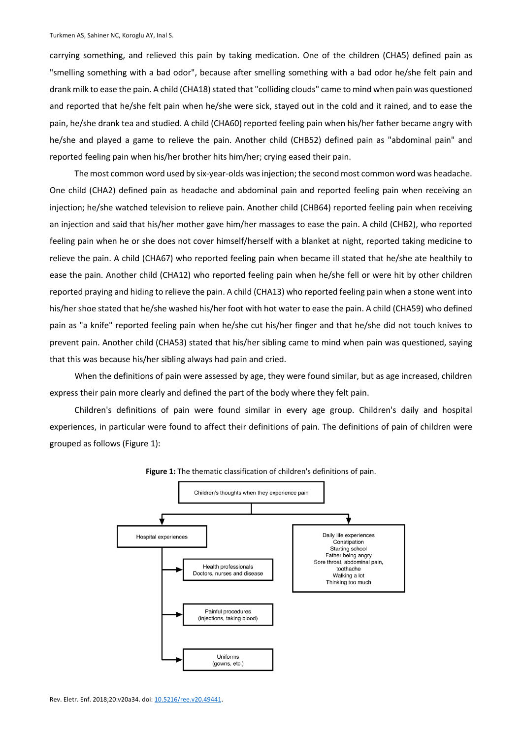carrying something, and relieved this pain by taking medication. One of the children (CHA5) defined pain as "smelling something with a bad odor", because after smelling something with a bad odor he/she felt pain and drank milk to ease the pain. A child (CHA18) stated that "colliding clouds" came to mind when pain was questioned and reported that he/she felt pain when he/she were sick, stayed out in the cold and it rained, and to ease the pain, he/she drank tea and studied. A child (CHA60) reported feeling pain when his/her father became angry with he/she and played a game to relieve the pain. Another child (CHB52) defined pain as "abdominal pain" and reported feeling pain when his/her brother hits him/her; crying eased their pain.

The most common word used by six-year-olds was injection; the second most common word was headache. One child (CHA2) defined pain as headache and abdominal pain and reported feeling pain when receiving an injection; he/she watched television to relieve pain. Another child (CHB64) reported feeling pain when receiving an injection and said that his/her mother gave him/her massages to ease the pain. A child (CHB2), who reported feeling pain when he or she does not cover himself/herself with a blanket at night, reported taking medicine to relieve the pain. A child (CHA67) who reported feeling pain when became ill stated that he/she ate healthily to ease the pain. Another child (CHA12) who reported feeling pain when he/she fell or were hit by other children reported praying and hiding to relieve the pain. A child (CHA13) who reported feeling pain when a stone went into his/her shoe stated that he/she washed his/her foot with hot water to ease the pain. A child (CHA59) who defined pain as "a knife" reported feeling pain when he/she cut his/her finger and that he/she did not touch knives to prevent pain. Another child (CHA53) stated that his/her sibling came to mind when pain was questioned, saying that this was because his/her sibling always had pain and cried.

When the definitions of pain were assessed by age, they were found similar, but as age increased, children express their pain more clearly and defined the part of the body where they felt pain.

Children's definitions of pain were found similar in every age group. Children's daily and hospital experiences, in particular were found to affect their definitions of pain. The definitions of pain of children were grouped as follows (Figure 1):

**Figure 1:** The thematic classification of children's definitions of pain.

- Children's thoughts when they experience pain
  - Hospital experiences
    - Health professionals: Doctors, nurses and disease
    - Painful procedures (injections, taking blood)
    - Uniforms (gowns, etc.)
  - Daily life experiences: Constipation; Starting school; Father being angry; Sore throat, abdominal pain, toothache; Walking a lot; Thinking too much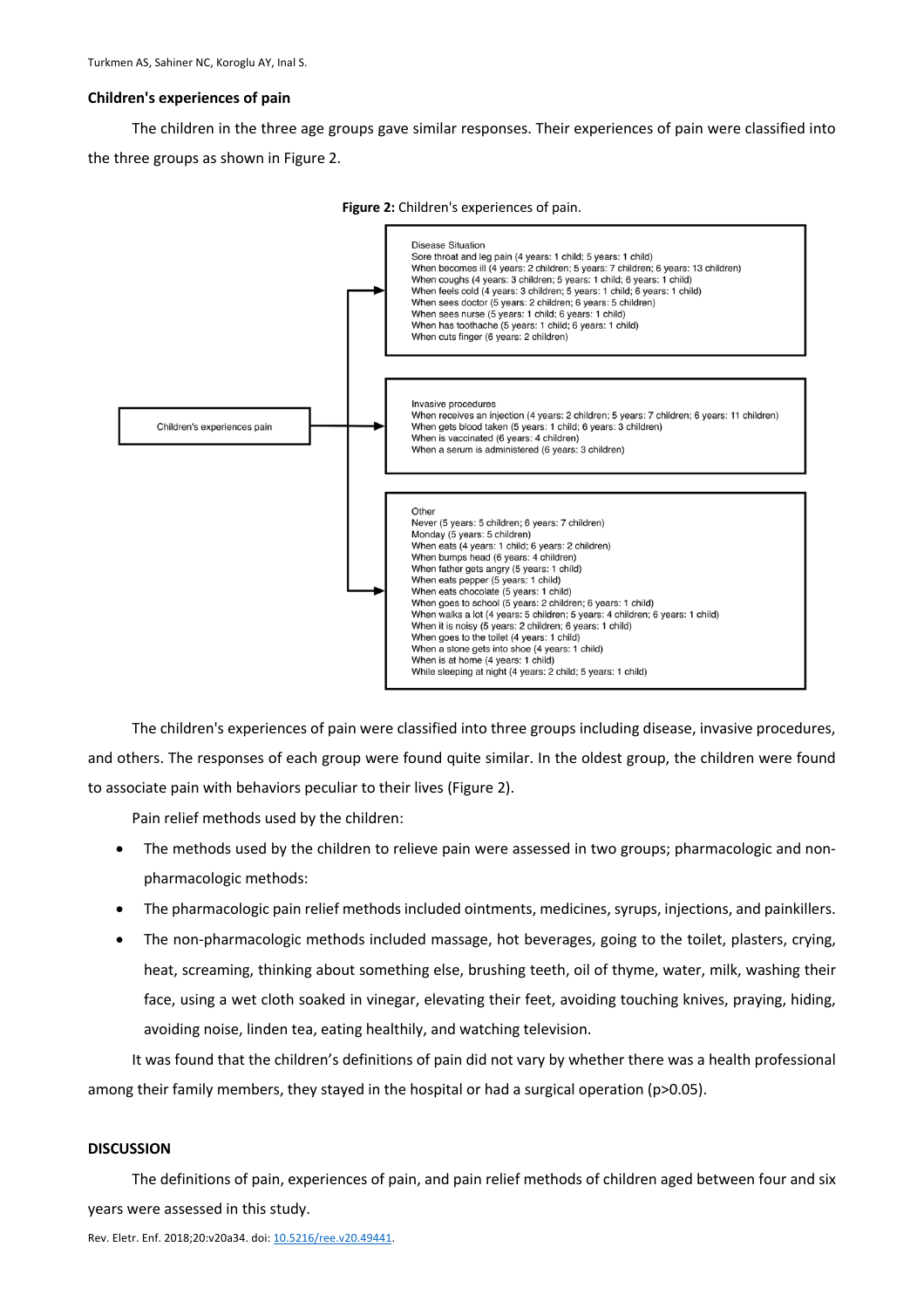### Children's experiences of pain

The children in the three age groups gave similar responses. Their experiences of pain were classified into the three groups as shown in Figure 2.

**Figure 2:** Children's experiences of pain.

Children's experiences pain

Disease Situation
Sore throat and leg pain (4 years: 1 child; 5 years: 1 child)
When becomes ill (4 years: 2 children; 5 years: 7 children; 6 years: 13 children)
When coughs (4 years: 3 children; 5 years: 1 child; 6 years: 1 child)
When feels cold (4 years: 3 children; 5 years: 1 child; 6 years: 1 child)
When sees doctor (5 years: 2 children; 6 years: 5 children)
When sees nurse (5 years: 1 child; 6 years: 1 child)
When has toothache (5 years: 1 child; 6 years: 1 child)
When cuts finger (6 years: 2 children)

Invasive procedures
When receives an injection (4 years: 2 children; 5 years: 7 children; 6 years: 11 children)
When gets blood taken (5 years: 1 child; 6 years: 3 children)
When is vaccinated (6 years: 4 children)
When a serum is administered (6 years: 3 children)

Other
Never (5 years: 5 children; 6 years: 7 children)
Monday (5 years: 5 children)
When eats (4 years: 1 child; 6 years: 2 children)
When bumps head (6 years: 4 children)
When father gets angry (5 years: 1 child)
When eats pepper (5 years: 1 child)
When eats chocolate (5 years: 1 child)
When goes to school (5 years: 2 children; 6 years: 1 child)
When walks a lot (4 years: 5 children; 5 years: 4 children; 6 years: 1 child)
When it is noisy (5 years: 2 children; 6 years: 1 child)
When goes to the toilet (4 years: 1 child)
When a stone gets into shoe (4 years: 1 child)
When is at home (4 years: 1 child)
While sleeping at night (4 years: 2 child; 5 years: 1 child)

The children's experiences of pain were classified into three groups including disease, invasive procedures, and others. The responses of each group were found quite similar. In the oldest group, the children were found to associate pain with behaviors peculiar to their lives (Figure 2).

Pain relief methods used by the children:

- The methods used by the children to relieve pain were assessed in two groups; pharmacologic and non-pharmacologic methods:
- The pharmacologic pain relief methods included ointments, medicines, syrups, injections, and painkillers.
- The non-pharmacologic methods included massage, hot beverages, going to the toilet, plasters, crying, heat, screaming, thinking about something else, brushing teeth, oil of thyme, water, milk, washing their face, using a wet cloth soaked in vinegar, elevating their feet, avoiding touching knives, praying, hiding, avoiding noise, linden tea, eating healthily, and watching television.

It was found that the children's definitions of pain did not vary by whether there was a health professional among their family members, they stayed in the hospital or had a surgical operation ($p>0.05$).

## DISCUSSION

The definitions of pain, experiences of pain, and pain relief methods of children aged between four and six years were assessed in this study.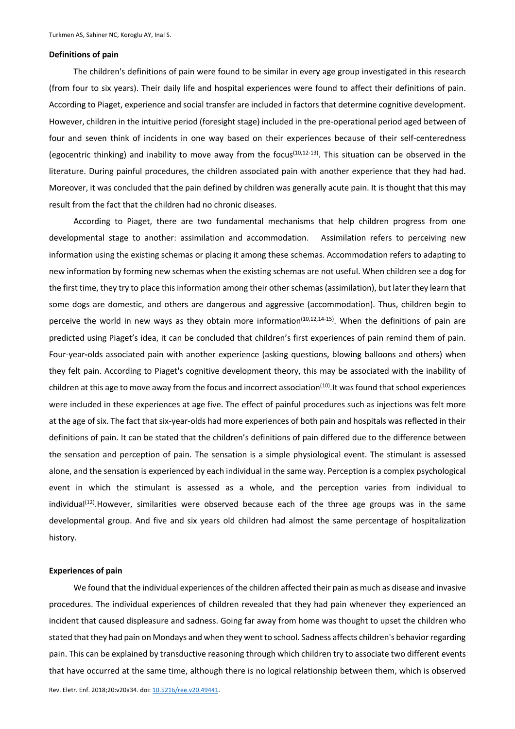**Definitions of pain**

The children's definitions of pain were found to be similar in every age group investigated in this research (from four to six years). Their daily life and hospital experiences were found to affect their definitions of pain. According to Piaget, experience and social transfer are included in factors that determine cognitive development. However, children in the intuitive period (foresight stage) included in the pre-operational period aged between of four and seven think of incidents in one way based on their experiences because of their self-centeredness (egocentric thinking) and inability to move away from the focus[10,12-13]. This situation can be observed in the literature. During painful procedures, the children associated pain with another experience that they had had. Moreover, it was concluded that the pain defined by children was generally acute pain. It is thought that this may result from the fact that the children had no chronic diseases.

According to Piaget, there are two fundamental mechanisms that help children progress from one developmental stage to another: assimilation and accommodation. Assimilation refers to perceiving new information using the existing schemas or placing it among these schemas. Accommodation refers to adapting to new information by forming new schemas when the existing schemas are not useful. When children see a dog for the first time, they try to place this information among their other schemas (assimilation), but later they learn that some dogs are domestic, and others are dangerous and aggressive (accommodation). Thus, children begin to perceive the world in new ways as they obtain more information[10,12,14-15]. When the definitions of pain are predicted using Piaget's idea, it can be concluded that children's first experiences of pain remind them of pain. Four-year-olds associated pain with another experience (asking questions, blowing balloons and others) when they felt pain. According to Piaget's cognitive development theory, this may be associated with the inability of children at this age to move away from the focus and incorrect association[10].It was found that school experiences were included in these experiences at age five. The effect of painful procedures such as injections was felt more at the age of six. The fact that six-year-olds had more experiences of both pain and hospitals was reflected in their definitions of pain. It can be stated that the children's definitions of pain differed due to the difference between the sensation and perception of pain. The sensation is a simple physiological event. The stimulant is assessed alone, and the sensation is experienced by each individual in the same way. Perception is a complex psychological event in which the stimulant is assessed as a whole, and the perception varies from individual to individual[12].However, similarities were observed because each of the three age groups was in the same developmental group. And five and six years old children had almost the same percentage of hospitalization history.

**Experiences of pain**

We found that the individual experiences of the children affected their pain as much as disease and invasive procedures. The individual experiences of children revealed that they had pain whenever they experienced an incident that caused displeasure and sadness. Going far away from home was thought to upset the children who stated that they had pain on Mondays and when they went to school. Sadness affects children's behavior regarding pain. This can be explained by transductive reasoning through which children try to associate two different events that have occurred at the same time, although there is no logical relationship between them, which is observed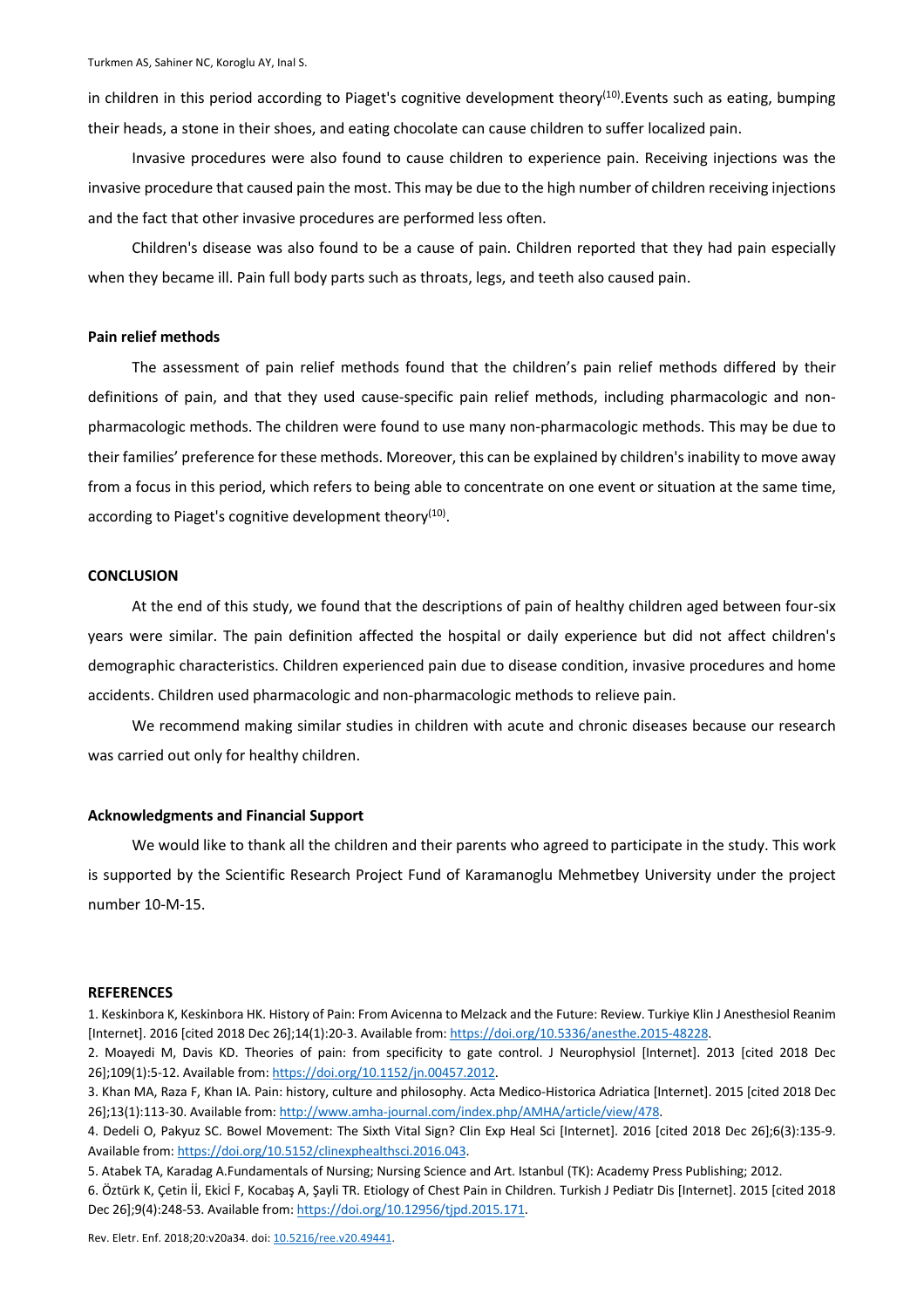in children in this period according to Piaget's cognitive development theory[10].Events such as eating, bumping their heads, a stone in their shoes, and eating chocolate can cause children to suffer localized pain.

Invasive procedures were also found to cause children to experience pain. Receiving injections was the invasive procedure that caused pain the most. This may be due to the high number of children receiving injections and the fact that other invasive procedures are performed less often.

Children's disease was also found to be a cause of pain. Children reported that they had pain especially when they became ill. Pain full body parts such as throats, legs, and teeth also caused pain.

### Pain relief methods

The assessment of pain relief methods found that the children's pain relief methods differed by their definitions of pain, and that they used cause-specific pain relief methods, including pharmacologic and non-pharmacologic methods. The children were found to use many non-pharmacologic methods. This may be due to their families' preference for these methods. Moreover, this can be explained by children's inability to move away from a focus in this period, which refers to being able to concentrate on one event or situation at the same time, according to Piaget's cognitive development theory[10].

## CONCLUSION

At the end of this study, we found that the descriptions of pain of healthy children aged between four-six years were similar. The pain definition affected the hospital or daily experience but did not affect children's demographic characteristics. Children experienced pain due to disease condition, invasive procedures and home accidents. Children used pharmacologic and non-pharmacologic methods to relieve pain.

We recommend making similar studies in children with acute and chronic diseases because our research was carried out only for healthy children.

### Acknowledgments and Financial Support

We would like to thank all the children and their parents who agreed to participate in the study. This work is supported by the Scientific Research Project Fund of Karamanoglu Mehmetbey University under the project number 10-M-15.

## REFERENCES

1. Keskinbora K, Keskinbora HK. History of Pain: From Avicenna to Melzack and the Future: Review. Turkiye Klin J Anesthesiol Reanim [Internet]. 2016 [cited 2018 Dec 26];14(1):20-3. Available from: https://doi.org/10.5336/anesthe.2015-48228.
2. Moayedi M, Davis KD. Theories of pain: from specificity to gate control. J Neurophysiol [Internet]. 2013 [cited 2018 Dec 26];109(1):5-12. Available from: https://doi.org/10.1152/jn.00457.2012.
3. Khan MA, Raza F, Khan IA. Pain: history, culture and philosophy. Acta Medico-Historica Adriatica [Internet]. 2015 [cited 2018 Dec 26];13(1):113-30. Available from: http://www.amha-journal.com/index.php/AMHA/article/view/478.
4. Dedeli O, Pakyuz SC. Bowel Movement: The Sixth Vital Sign? Clin Exp Heal Sci [Internet]. 2016 [cited 2018 Dec 26];6(3):135-9. Available from: https://doi.org/10.5152/clinexphealthsci.2016.043.
5. Atabek TA, Karadag A.Fundamentals of Nursing; Nursing Science and Art. Istanbul (TK): Academy Press Publishing; 2012.
6. Öztürk K, Çetin İİ, Ekicİ F, Kocabaş A, Şayli TR. Etiology of Chest Pain in Children. Turkish J Pediatr Dis [Internet]. 2015 [cited 2018 Dec 26];9(4):248-53. Available from: https://doi.org/10.12956/tjpd.2015.171.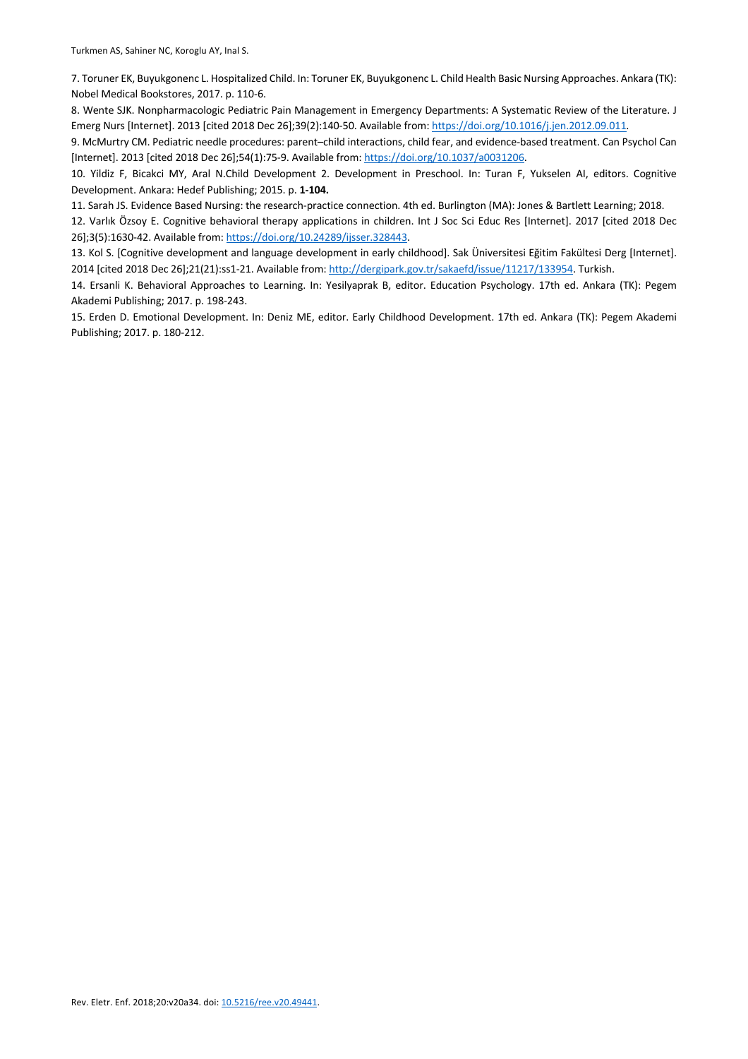7. Toruner EK, Buyukgonenc L. Hospitalized Child. In: Toruner EK, Buyukgonenc L. Child Health Basic Nursing Approaches. Ankara (TK): Nobel Medical Bookstores, 2017. p. 110-6.

8. Wente SJK. Nonpharmacologic Pediatric Pain Management in Emergency Departments: A Systematic Review of the Literature. J Emerg Nurs [Internet]. 2013 [cited 2018 Dec 26];39(2):140-50. Available from: https://doi.org/10.1016/j.jen.2012.09.011.

9. McMurtry CM. Pediatric needle procedures: parent–child interactions, child fear, and evidence-based treatment. Can Psychol Can [Internet]. 2013 [cited 2018 Dec 26];54(1):75-9. Available from: https://doi.org/10.1037/a0031206.

10. Yildiz F, Bicakci MY, Aral N.Child Development 2. Development in Preschool. In: Turan F, Yukselen AI, editors. Cognitive Development. Ankara: Hedef Publishing; 2015. p. **1-104.**

11. Sarah JS. Evidence Based Nursing: the research-practice connection. 4th ed. Burlington (MA): Jones & Bartlett Learning; 2018.

12. Varlık Özsoy E. Cognitive behavioral therapy applications in children. Int J Soc Sci Educ Res [Internet]. 2017 [cited 2018 Dec 26];3(5):1630-42. Available from: https://doi.org/10.24289/ijsser.328443.

13. Kol S. [Cognitive development and language development in early childhood]. Sak Üniversitesi Eğitim Fakültesi Derg [Internet]. 2014 [cited 2018 Dec 26];21(21):ss1-21. Available from: http://dergipark.gov.tr/sakaefd/issue/11217/133954. Turkish.

14. Ersanli K. Behavioral Approaches to Learning. In: Yesilyaprak B, editor. Education Psychology. 17th ed. Ankara (TK): Pegem Akademi Publishing; 2017. p. 198-243.

15. Erden D. Emotional Development. In: Deniz ME, editor. Early Childhood Development. 17th ed. Ankara (TK): Pegem Akademi Publishing; 2017. p. 180-212.